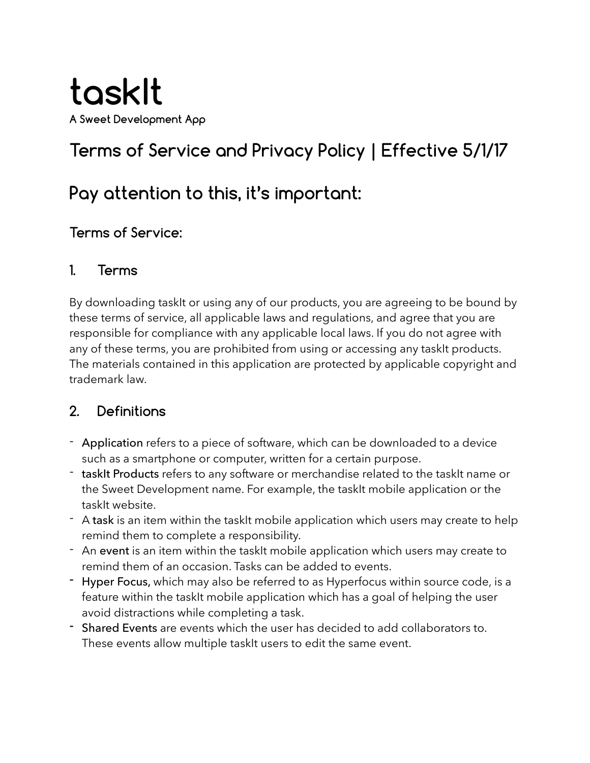# taskIt

**A Sweet Development App**

## Terms of Service and Privacy Policy | Effective 5/1/17

## Pay attention to this, it's important:

### Terms of Service:

### 1. Terms

By downloading taskIt or using any of our products, you are agreeing to be bound by these terms of service, all applicable laws and regulations, and agree that you are responsible for compliance with any applicable local laws. If you do not agree with any of these terms, you are prohibited from using or accessing any taskIt products. The materials contained in this application are protected by applicable copyright and trademark law.

### 2. Definitions

- **Application** refers to a piece of software, which can be downloaded to a device such as a smartphone or computer, written for a certain purpose.
- **taskIt Products** refers to any software or merchandise related to the taskIt name or the Sweet Development name. For example, the taskIt mobile application or the taskIt website.
- A **task** is an item within the taskIt mobile application which users may create to help remind them to complete a responsibility.
- An **event** is an item within the taskIt mobile application which users may create to remind them of an occasion. Tasks can be added to events.
- **Hyper Focus,** which may also be referred to as Hyperfocus within source code, is a feature within the taskIt mobile application which has a goal of helping the user avoid distractions while completing a task.
- **Shared Events** are events which the user has decided to add collaborators to. These events allow multiple taskIt users to edit the same event.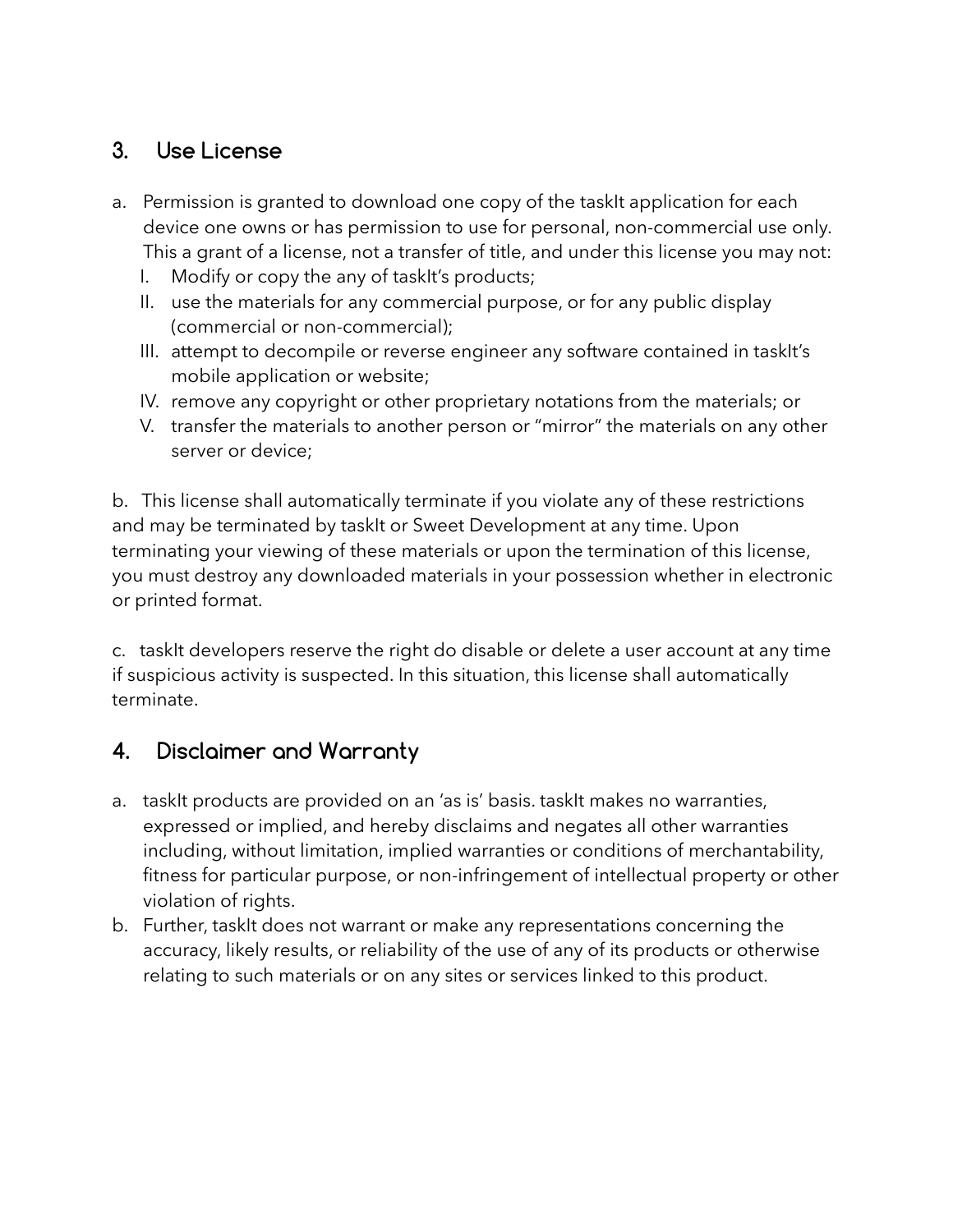## 3. Use License

a. Permission is granted to download one copy of the taskIt application for each device one owns or has permission to use for personal, non-commercial use only. This a grant of a license, not a transfer of title, and under this license you may not:
   I. Modify or copy the any of taskIt's products;
   II. use the materials for any commercial purpose, or for any public display (commercial or non-commercial);
   III. attempt to decompile or reverse engineer any software contained in taskIt's mobile application or website;
   IV. remove any copyright or other proprietary notations from the materials; or
   V. transfer the materials to another person or "mirror" the materials on any other server or device;

b. This license shall automatically terminate if you violate any of these restrictions and may be terminated by taskIt or Sweet Development at any time. Upon terminating your viewing of these materials or upon the termination of this license, you must destroy any downloaded materials in your possession whether in electronic or printed format.

c. taskIt developers reserve the right do disable or delete a user account at any time if suspicious activity is suspected. In this situation, this license shall automatically terminate.

## 4. Disclaimer and Warranty

a. taskIt products are provided on an 'as is' basis. taskIt makes no warranties, expressed or implied, and hereby disclaims and negates all other warranties including, without limitation, implied warranties or conditions of merchantability, fitness for particular purpose, or non-infringement of intellectual property or other violation of rights.

b. Further, taskIt does not warrant or make any representations concerning the accuracy, likely results, or reliability of the use of any of its products or otherwise relating to such materials or on any sites or services linked to this product.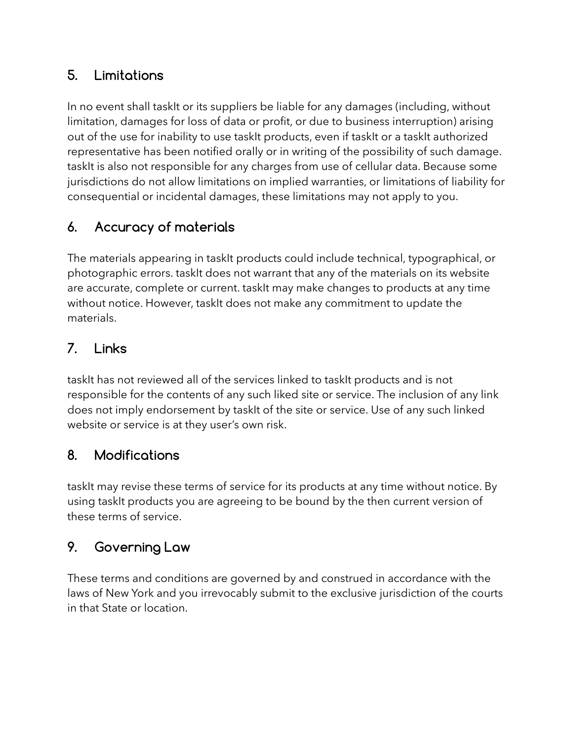## 5. Limitations

In no event shall taskIt or its suppliers be liable for any damages (including, without limitation, damages for loss of data or profit, or due to business interruption) arising out of the use for inability to use taskIt products, even if taskIt or a taskIt authorized representative has been notified orally or in writing of the possibility of such damage. taskIt is also not responsible for any charges from use of cellular data. Because some jurisdictions do not allow limitations on implied warranties, or limitations of liability for consequential or incidental damages, these limitations may not apply to you.

## 6. Accuracy of materials

The materials appearing in taskIt products could include technical, typographical, or photographic errors. taskIt does not warrant that any of the materials on its website are accurate, complete or current. taskIt may make changes to products at any time without notice. However, taskIt does not make any commitment to update the materials.

## 7. Links

taskIt has not reviewed all of the services linked to taskIt products and is not responsible for the contents of any such liked site or service. The inclusion of any link does not imply endorsement by taskIt of the site or service. Use of any such linked website or service is at they user's own risk.

## 8. Modifications

taskIt may revise these terms of service for its products at any time without notice. By using taskIt products you are agreeing to be bound by the then current version of these terms of service.

## 9. Governing Law

These terms and conditions are governed by and construed in accordance with the laws of New York and you irrevocably submit to the exclusive jurisdiction of the courts in that State or location.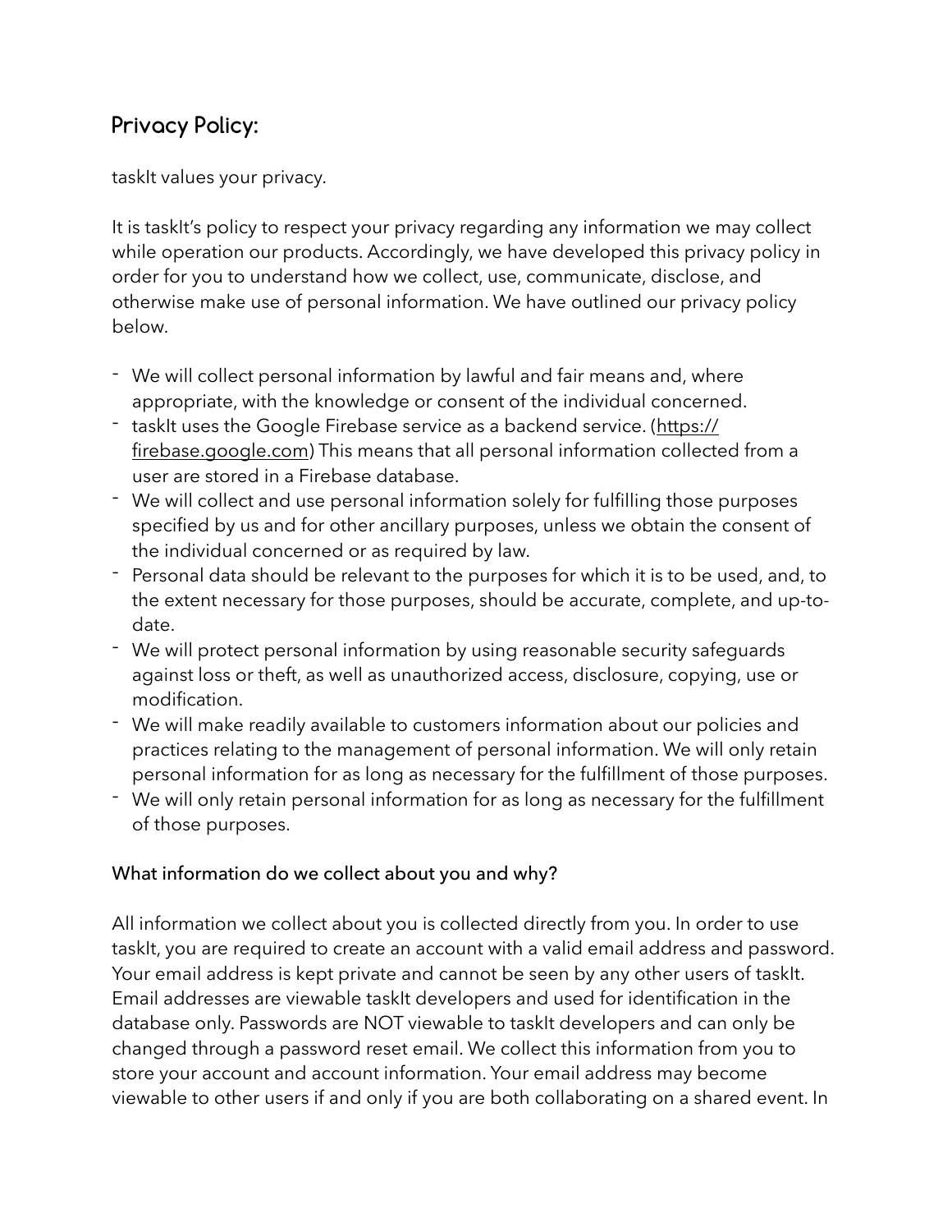## Privacy Policy:

taskIt values your privacy.

It is taskIt's policy to respect your privacy regarding any information we may collect while operation our products. Accordingly, we have developed this privacy policy in order for you to understand how we collect, use, communicate, disclose, and otherwise make use of personal information. We have outlined our privacy policy below.

- We will collect personal information by lawful and fair means and, where appropriate, with the knowledge or consent of the individual concerned.
- taskIt uses the Google Firebase service as a backend service. (https://firebase.google.com) This means that all personal information collected from a user are stored in a Firebase database.
- We will collect and use personal information solely for fulfilling those purposes specified by us and for other ancillary purposes, unless we obtain the consent of the individual concerned or as required by law.
- Personal data should be relevant to the purposes for which it is to be used, and, to the extent necessary for those purposes, should be accurate, complete, and up-to-date.
- We will protect personal information by using reasonable security safeguards against loss or theft, as well as unauthorized access, disclosure, copying, use or modification.
- We will make readily available to customers information about our policies and practices relating to the management of personal information. We will only retain personal information for as long as necessary for the fulfillment of those purposes.
- We will only retain personal information for as long as necessary for the fulfillment of those purposes.

### What information do we collect about you and why?

All information we collect about you is collected directly from you. In order to use taskIt, you are required to create an account with a valid email address and password. Your email address is kept private and cannot be seen by any other users of taskIt. Email addresses are viewable taskIt developers and used for identification in the database only. Passwords are NOT viewable to taskIt developers and can only be changed through a password reset email. We collect this information from you to store your account and account information. Your email address may become viewable to other users if and only if you are both collaborating on a shared event. In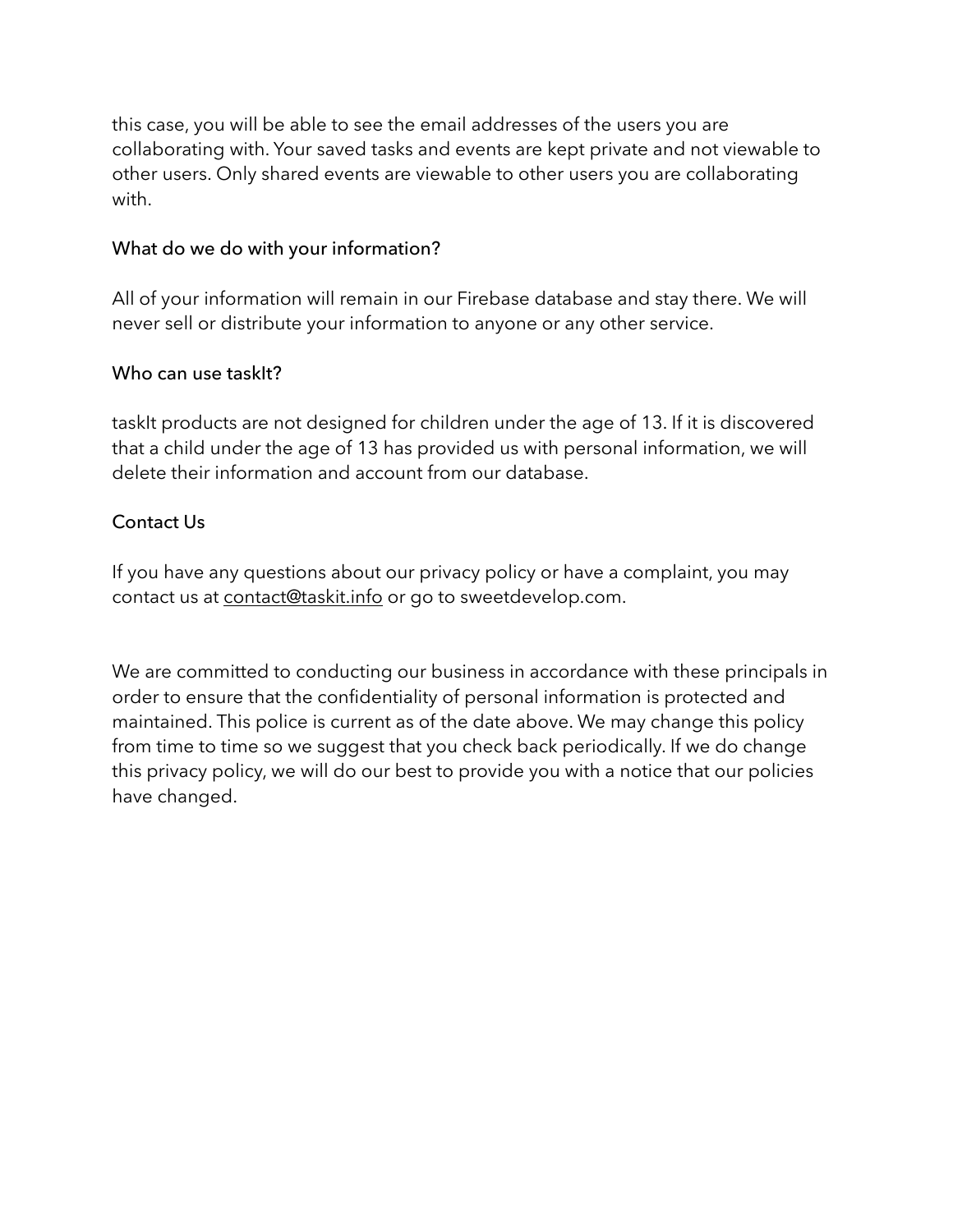this case, you will be able to see the email addresses of the users you are collaborating with. Your saved tasks and events are kept private and not viewable to other users. Only shared events are viewable to other users you are collaborating with.

## What do we do with your information?

All of your information will remain in our Firebase database and stay there. We will never sell or distribute your information to anyone or any other service.

## Who can use taskIt?

taskIt products are not designed for children under the age of 13. If it is discovered that a child under the age of 13 has provided us with personal information, we will delete their information and account from our database.

## Contact Us

If you have any questions about our privacy policy or have a complaint, you may contact us at contact@taskit.info or go to sweetdevelop.com.

We are committed to conducting our business in accordance with these principals in order to ensure that the confidentiality of personal information is protected and maintained. This police is current as of the date above. We may change this policy from time to time so we suggest that you check back periodically. If we do change this privacy policy, we will do our best to provide you with a notice that our policies have changed.